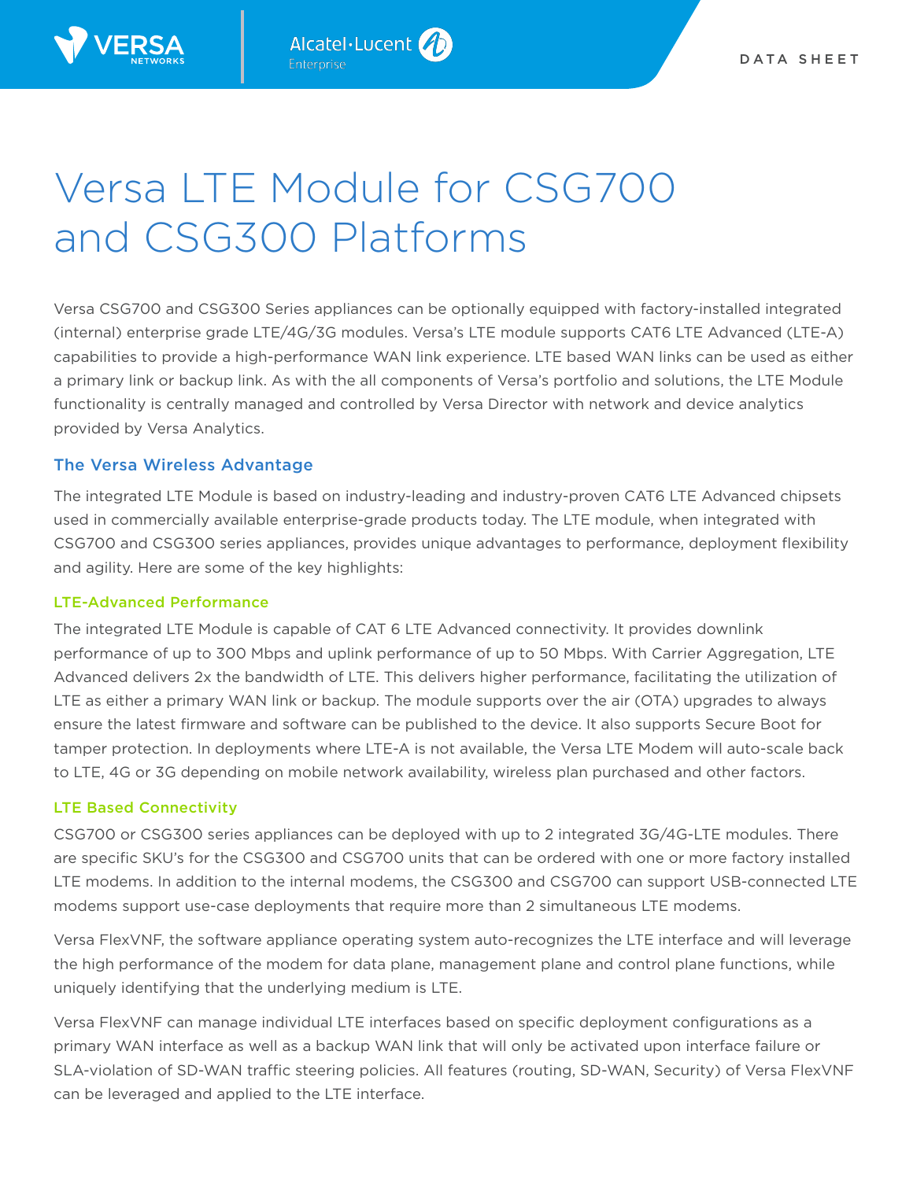DATA SHEET

# Versa LTE Module for CSG700 and CSG300 Platforms

Versa CSG700 and CSG300 Series appliances can be optionally equipped with factory-installed integrated (internal) enterprise grade LTE/4G/3G modules. Versa's LTE module supports CAT6 LTE Advanced (LTE-A) capabilities to provide a high-performance WAN link experience. LTE based WAN links can be used as either a primary link or backup link. As with the all components of Versa's portfolio and solutions, the LTE Module functionality is centrally managed and controlled by Versa Director with network and device analytics provided by Versa Analytics.

## The Versa Wireless Advantage

The integrated LTE Module is based on industry-leading and industry-proven CAT6 LTE Advanced chipsets used in commercially available enterprise-grade products today. The LTE module, when integrated with CSG700 and CSG300 series appliances, provides unique advantages to performance, deployment flexibility and agility. Here are some of the key highlights:

### LTE-Advanced Performance

The integrated LTE Module is capable of CAT 6 LTE Advanced connectivity. It provides downlink performance of up to 300 Mbps and uplink performance of up to 50 Mbps. With Carrier Aggregation, LTE Advanced delivers 2x the bandwidth of LTE. This delivers higher performance, facilitating the utilization of LTE as either a primary WAN link or backup. The module supports over the air (OTA) upgrades to always ensure the latest firmware and software can be published to the device. It also supports Secure Boot for tamper protection. In deployments where LTE-A is not available, the Versa LTE Modem will auto-scale back to LTE, 4G or 3G depending on mobile network availability, wireless plan purchased and other factors.

### LTE Based Connectivity

CSG700 or CSG300 series appliances can be deployed with up to 2 integrated 3G/4G-LTE modules. There are specific SKU's for the CSG300 and CSG700 units that can be ordered with one or more factory installed LTE modems. In addition to the internal modems, the CSG300 and CSG700 can support USB-connected LTE modems support use-case deployments that require more than 2 simultaneous LTE modems.

Versa FlexVNF, the software appliance operating system auto-recognizes the LTE interface and will leverage the high performance of the modem for data plane, management plane and control plane functions, while uniquely identifying that the underlying medium is LTE.

Versa FlexVNF can manage individual LTE interfaces based on specific deployment configurations as a primary WAN interface as well as a backup WAN link that will only be activated upon interface failure or SLA-violation of SD-WAN traffic steering policies. All features (routing, SD-WAN, Security) of Versa FlexVNF can be leveraged and applied to the LTE interface.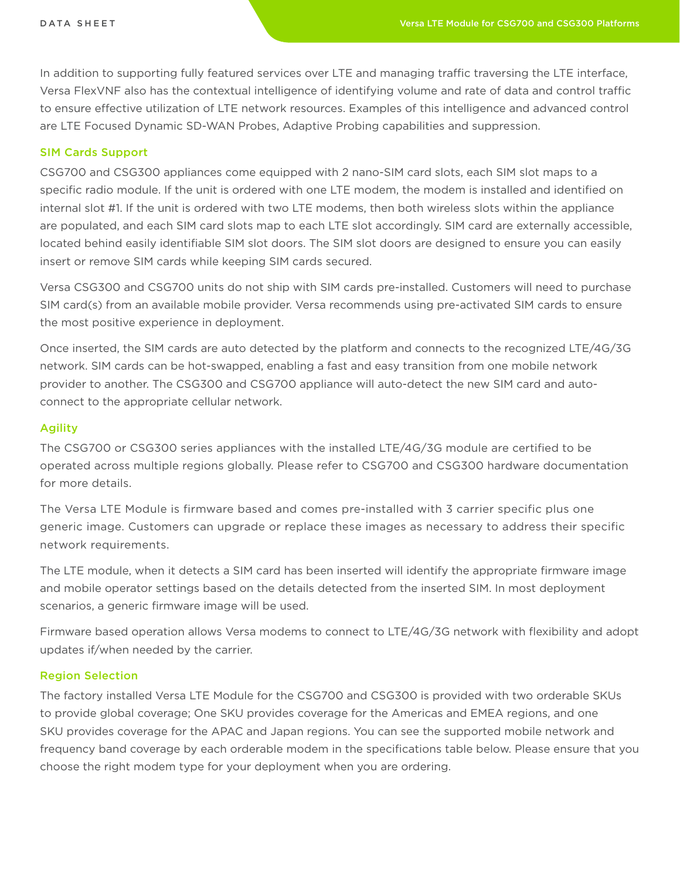In addition to supporting fully featured services over LTE and managing traffic traversing the LTE interface, Versa FlexVNF also has the contextual intelligence of identifying volume and rate of data and control traffic to ensure effective utilization of LTE network resources. Examples of this intelligence and advanced control are LTE Focused Dynamic SD-WAN Probes, Adaptive Probing capabilities and suppression.

## SIM Cards Support

CSG700 and CSG300 appliances come equipped with 2 nano-SIM card slots, each SIM slot maps to a specific radio module. If the unit is ordered with one LTE modem, the modem is installed and identified on internal slot #1. If the unit is ordered with two LTE modems, then both wireless slots within the appliance are populated, and each SIM card slots map to each LTE slot accordingly. SIM card are externally accessible, located behind easily identifiable SIM slot doors. The SIM slot doors are designed to ensure you can easily insert or remove SIM cards while keeping SIM cards secured.

Versa CSG300 and CSG700 units do not ship with SIM cards pre-installed. Customers will need to purchase SIM card(s) from an available mobile provider. Versa recommends using pre-activated SIM cards to ensure the most positive experience in deployment.

Once inserted, the SIM cards are auto detected by the platform and connects to the recognized LTE/4G/3G network. SIM cards can be hot-swapped, enabling a fast and easy transition from one mobile network provider to another. The CSG300 and CSG700 appliance will auto-detect the new SIM card and auto-connect to the appropriate cellular network.

## Agility

The CSG700 or CSG300 series appliances with the installed LTE/4G/3G module are certified to be operated across multiple regions globally. Please refer to CSG700 and CSG300 hardware documentation for more details.

The Versa LTE Module is firmware based and comes pre-installed with 3 carrier specific plus one generic image. Customers can upgrade or replace these images as necessary to address their specific network requirements.

The LTE module, when it detects a SIM card has been inserted will identify the appropriate firmware image and mobile operator settings based on the details detected from the inserted SIM. In most deployment scenarios, a generic firmware image will be used.

Firmware based operation allows Versa modems to connect to LTE/4G/3G network with flexibility and adopt updates if/when needed by the carrier.

## Region Selection

The factory installed Versa LTE Module for the CSG700 and CSG300 is provided with two orderable SKUs to provide global coverage; One SKU provides coverage for the Americas and EMEA regions, and one SKU provides coverage for the APAC and Japan regions. You can see the supported mobile network and frequency band coverage by each orderable modem in the specifications table below. Please ensure that you choose the right modem type for your deployment when you are ordering.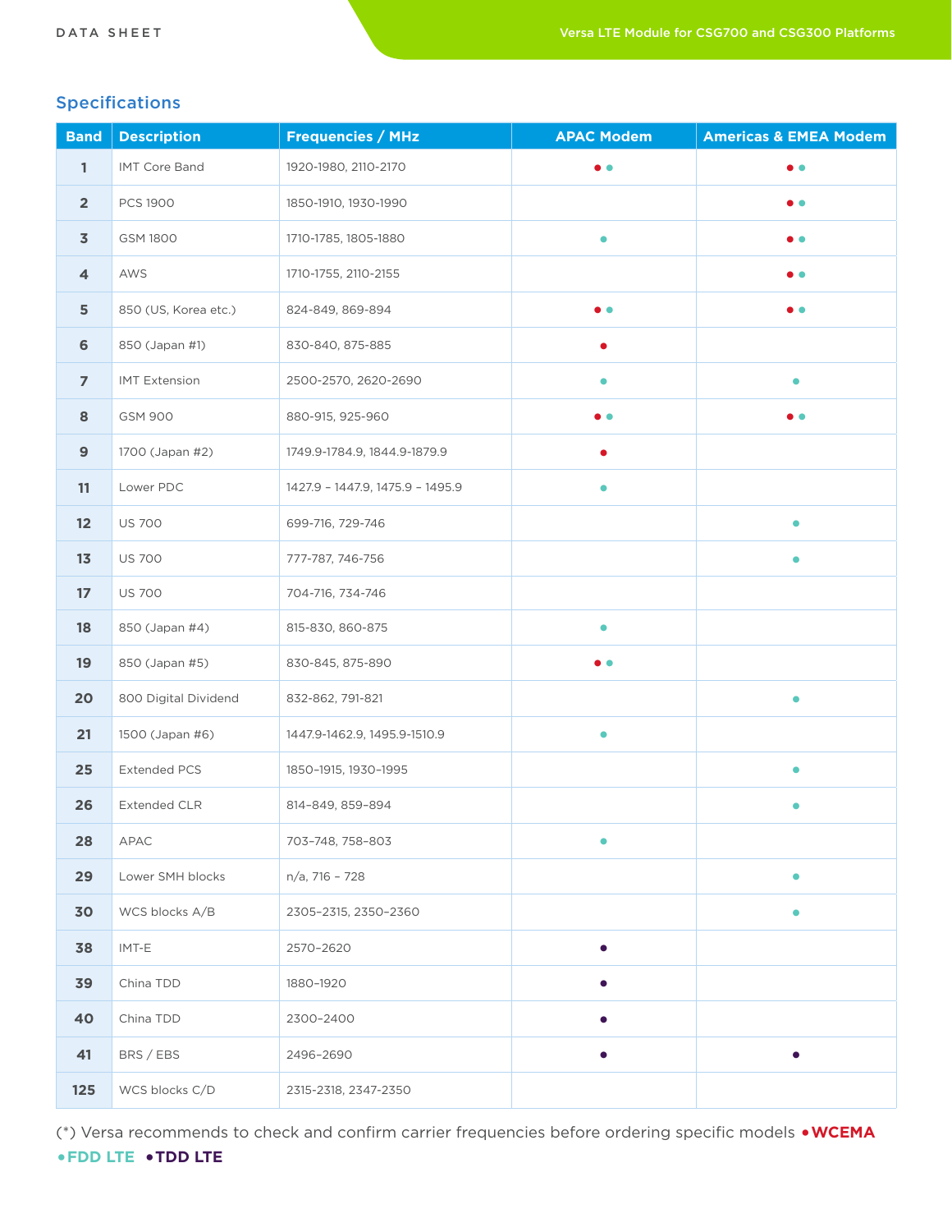## Specifications

| Band | Description | Frequencies / MHz | APAC Modem | Americas & EMEA Modem |
|---|---|---|---|---|
| 1 | IMT Core Band | 1920-1980, 2110-2170 | • • | • • |
| 2 | PCS 1900 | 1850-1910, 1930-1990 | | • • |
| 3 | GSM 1800 | 1710-1785, 1805-1880 | • | • • |
| 4 | AWS | 1710-1755, 2110-2155 | | • • |
| 5 | 850 (US, Korea etc.) | 824-849, 869-894 | • • | • • |
| 6 | 850 (Japan #1) | 830-840, 875-885 | • | |
| 7 | IMT Extension | 2500-2570, 2620-2690 | • | • |
| 8 | GSM 900 | 880-915, 925-960 | • • | • • |
| 9 | 1700 (Japan #2) | 1749.9-1784.9, 1844.9-1879.9 | • | |
| 11 | Lower PDC | 1427.9 – 1447.9, 1475.9 – 1495.9 | • | |
| 12 | US 700 | 699-716, 729-746 | | • |
| 13 | US 700 | 777-787, 746-756 | | • |
| 17 | US 700 | 704-716, 734-746 | | |
| 18 | 850 (Japan #4) | 815-830, 860-875 | • | |
| 19 | 850 (Japan #5) | 830-845, 875-890 | • • | |
| 20 | 800 Digital Dividend | 832-862, 791-821 | | • |
| 21 | 1500 (Japan #6) | 1447.9-1462.9, 1495.9-1510.9 | • | |
| 25 | Extended PCS | 1850–1915, 1930–1995 | | • |
| 26 | Extended CLR | 814–849, 859–894 | | • |
| 28 | APAC | 703–748, 758–803 | • | |
| 29 | Lower SMH blocks | n/a, 716 – 728 | | • |
| 30 | WCS blocks A/B | 2305–2315, 2350–2360 | | • |
| 38 | IMT-E | 2570–2620 | • | |
| 39 | China TDD | 1880–1920 | • | |
| 40 | China TDD | 2300–2400 | • | |
| 41 | BRS / EBS | 2496–2690 | • | • |
| 125 | WCS blocks C/D | 2315-2318, 2347-2350 | | |

(*) Versa recommends to check and confirm carrier frequencies before ordering specific models •**WCEMA** •**FDD LTE** •**TDD LTE**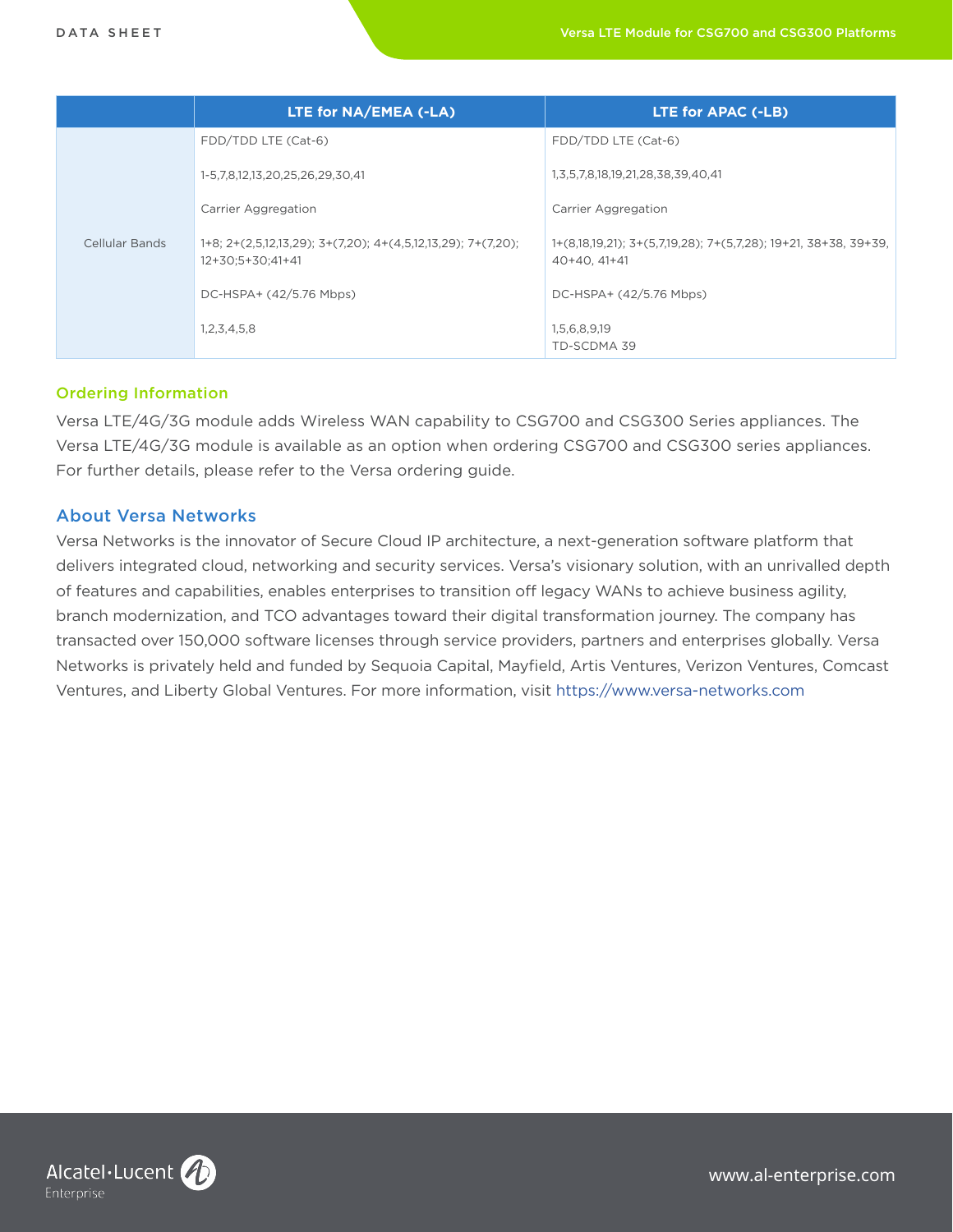| | LTE for NA/EMEA (-LA) | LTE for APAC (-LB) |
|---|---|---|
| Cellular Bands | FDD/TDD LTE (Cat-6) | FDD/TDD LTE (Cat-6) |
| | 1-5,7,8,12,13,20,25,26,29,30,41 | 1,3,5,7,8,18,19,21,28,38,39,40,41 |
| | Carrier Aggregation | Carrier Aggregation |
| | 1+8; 2+(2,5,12,13,29); 3+(7,20); 4+(4,5,12,13,29); 7+(7,20); 12+30;5+30;41+41 | 1+(8,18,19,21); 3+(5,7,19,28); 7+(5,7,28); 19+21, 38+38, 39+39, 40+40, 41+41 |
| | DC-HSPA+ (42/5.76 Mbps) | DC-HSPA+ (42/5.76 Mbps) |
| | 1,2,3,4,5,8 | 1,5,6,8,9,19<br>TD-SCDMA 39 |

## Ordering Information

Versa LTE/4G/3G module adds Wireless WAN capability to CSG700 and CSG300 Series appliances. The Versa LTE/4G/3G module is available as an option when ordering CSG700 and CSG300 series appliances. For further details, please refer to the Versa ordering guide.

## About Versa Networks

Versa Networks is the innovator of Secure Cloud IP architecture, a next-generation software platform that delivers integrated cloud, networking and security services. Versa's visionary solution, with an unrivalled depth of features and capabilities, enables enterprises to transition off legacy WANs to achieve business agility, branch modernization, and TCO advantages toward their digital transformation journey. The company has transacted over 150,000 software licenses through service providers, partners and enterprises globally. Versa Networks is privately held and funded by Sequoia Capital, Mayfield, Artis Ventures, Verizon Ventures, Comcast Ventures, and Liberty Global Ventures. For more information, visit https://www.versa-networks.com